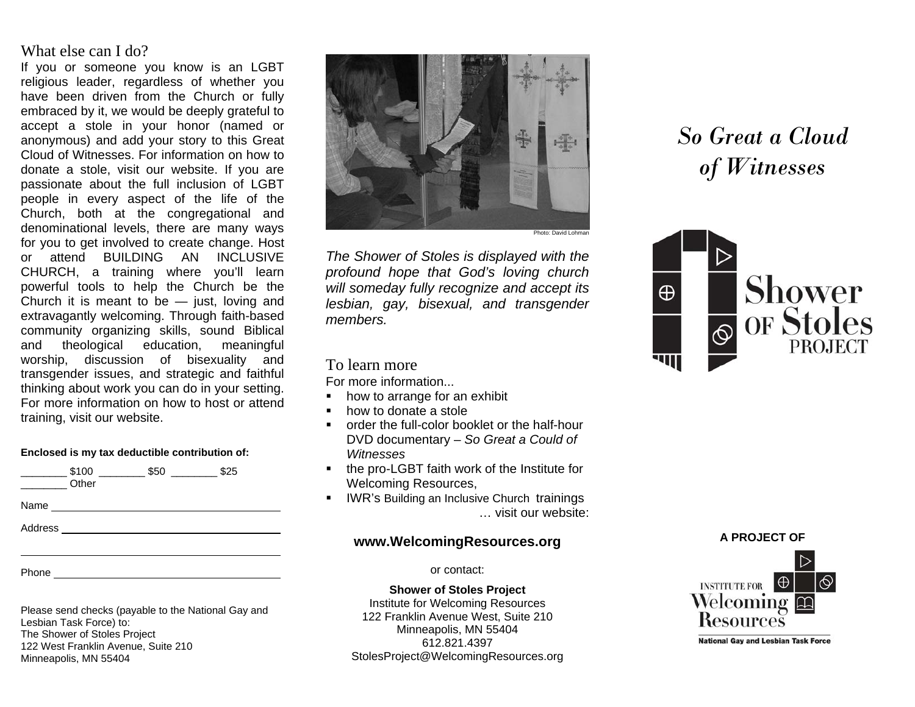## What else can I do?

If you or someone you know is an LGBT religious leader, regardless of whether you have been driven from the Church or fully embraced by it, we would be deeply grateful to accept a stole in your honor (named or anonymous) and add your story to this Great Cloud of Witnesses. For information on how to donate a stole, visit our website. If you are passionate about the full inclusion of LGBT people in every aspect of the life of the Church, both at the congregational and denominational levels, there are many ways for you to get involved to create change. Host or attend BUILDING AN INCLUSIVE CHURCH, a training where you'll learn powerful tools to help the Church be the Church it is meant to be — just, loving and extravagantly welcoming. Through faith-based community organizing skills, sound Biblical and theological education, meaningful worship, discussion of bisexuality and transgender issues, and strategic and faithful thinking about work you can do in your setting. For more information on how to host or attend training, visit our website.

**Enclosed is my tax deductible contribution of:**

________ $100 ________ $50 ________ $25
________ Other

Name ________________________________________

Address ______________________________________

_____________________________________________

Phone ________________________________________

Please send checks (payable to the National Gay and Lesbian Task Force) to:
The Shower of Stoles Project
122 West Franklin Avenue, Suite 210
Minneapolis, MN 55404

Photo: David Lohman

*The Shower of Stoles is displayed with the profound hope that God's loving church will someday fully recognize and accept its lesbian, gay, bisexual, and transgender members.*

## To learn more

For more information...

- how to arrange for an exhibit
- how to donate a stole
- order the full-color booklet or the half-hour DVD documentary – *So Great a Could of Witnesses*
- the pro-LGBT faith work of the Institute for Welcoming Resources,
- IWR's Building an Inclusive Church trainings … visit our website:

**www.WelcomingResources.org**

or contact:

**Shower of Stoles Project**
Institute for Welcoming Resources
122 Franklin Avenue West, Suite 210
Minneapolis, MN 55404
612.821.4397
StolesProject@WelcomingResources.org

# *So Great a Cloud of Witnesses*

Shower of Stoles Project

**A PROJECT OF**

Institute for Welcoming Resources

National Gay and Lesbian Task Force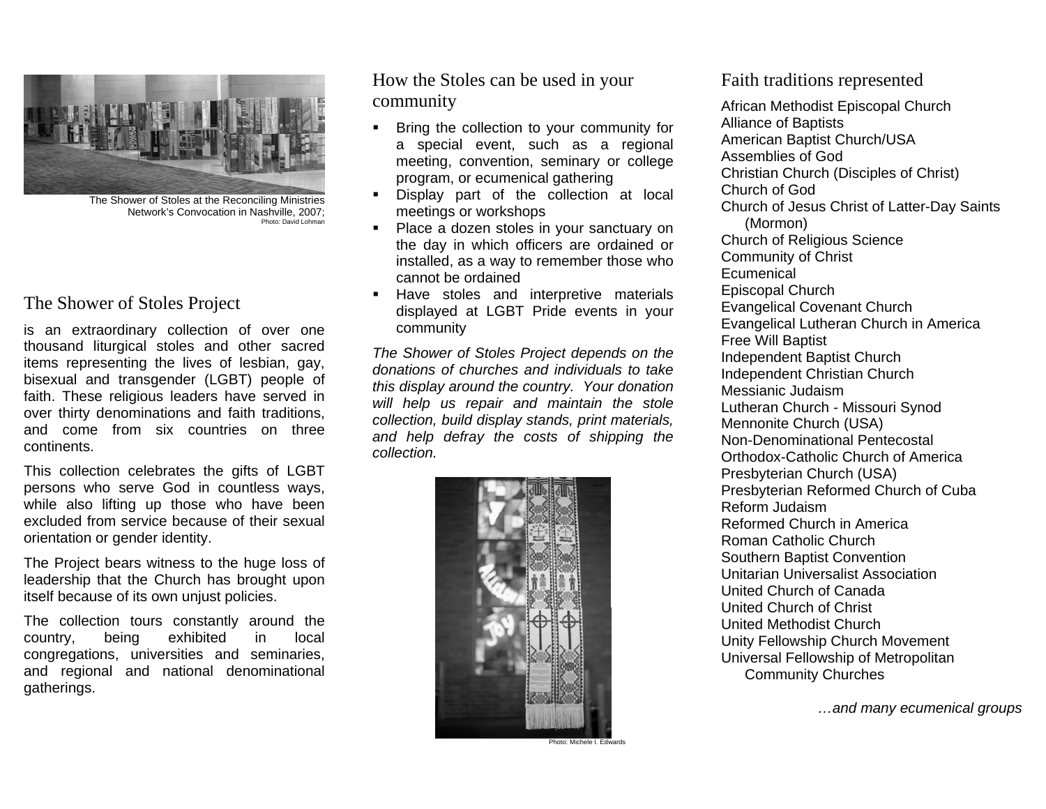The Shower of Stoles at the Reconciling Ministries Network's Convocation in Nashville, 2007; Photo: David Lohman

## The Shower of Stoles Project

is an extraordinary collection of over one thousand liturgical stoles and other sacred items representing the lives of lesbian, gay, bisexual and transgender (LGBT) people of faith. These religious leaders have served in over thirty denominations and faith traditions, and come from six countries on three continents.

This collection celebrates the gifts of LGBT persons who serve God in countless ways, while also lifting up those who have been excluded from service because of their sexual orientation or gender identity.

The Project bears witness to the huge loss of leadership that the Church has brought upon itself because of its own unjust policies.

The collection tours constantly around the country, being exhibited in local congregations, universities and seminaries, and regional and national denominational gatherings.

## How the Stoles can be used in your community

- Bring the collection to your community for a special event, such as a regional meeting, convention, seminary or college program, or ecumenical gathering
- Display part of the collection at local meetings or workshops
- Place a dozen stoles in your sanctuary on the day in which officers are ordained or installed, as a way to remember those who cannot be ordained
- Have stoles and interpretive materials displayed at LGBT Pride events in your community

*The Shower of Stoles Project depends on the donations of churches and individuals to take this display around the country. Your donation will help us repair and maintain the stole collection, build display stands, print materials, and help defray the costs of shipping the collection.*

Photo: Michele I. Edwards

## Faith traditions represented

African Methodist Episcopal Church
Alliance of Baptists
American Baptist Church/USA
Assemblies of God
Christian Church (Disciples of Christ)
Church of God
Church of Jesus Christ of Latter-Day Saints (Mormon)
Church of Religious Science
Community of Christ
Ecumenical
Episcopal Church
Evangelical Covenant Church
Evangelical Lutheran Church in America
Free Will Baptist
Independent Baptist Church
Independent Christian Church
Messianic Judaism
Lutheran Church - Missouri Synod
Mennonite Church (USA)
Non-Denominational Pentecostal
Orthodox-Catholic Church of America
Presbyterian Church (USA)
Presbyterian Reformed Church of Cuba
Reform Judaism
Reformed Church in America
Roman Catholic Church
Southern Baptist Convention
Unitarian Universalist Association
United Church of Canada
United Church of Christ
United Methodist Church
Unity Fellowship Church Movement
Universal Fellowship of Metropolitan Community Churches

*…and many ecumenical groups*